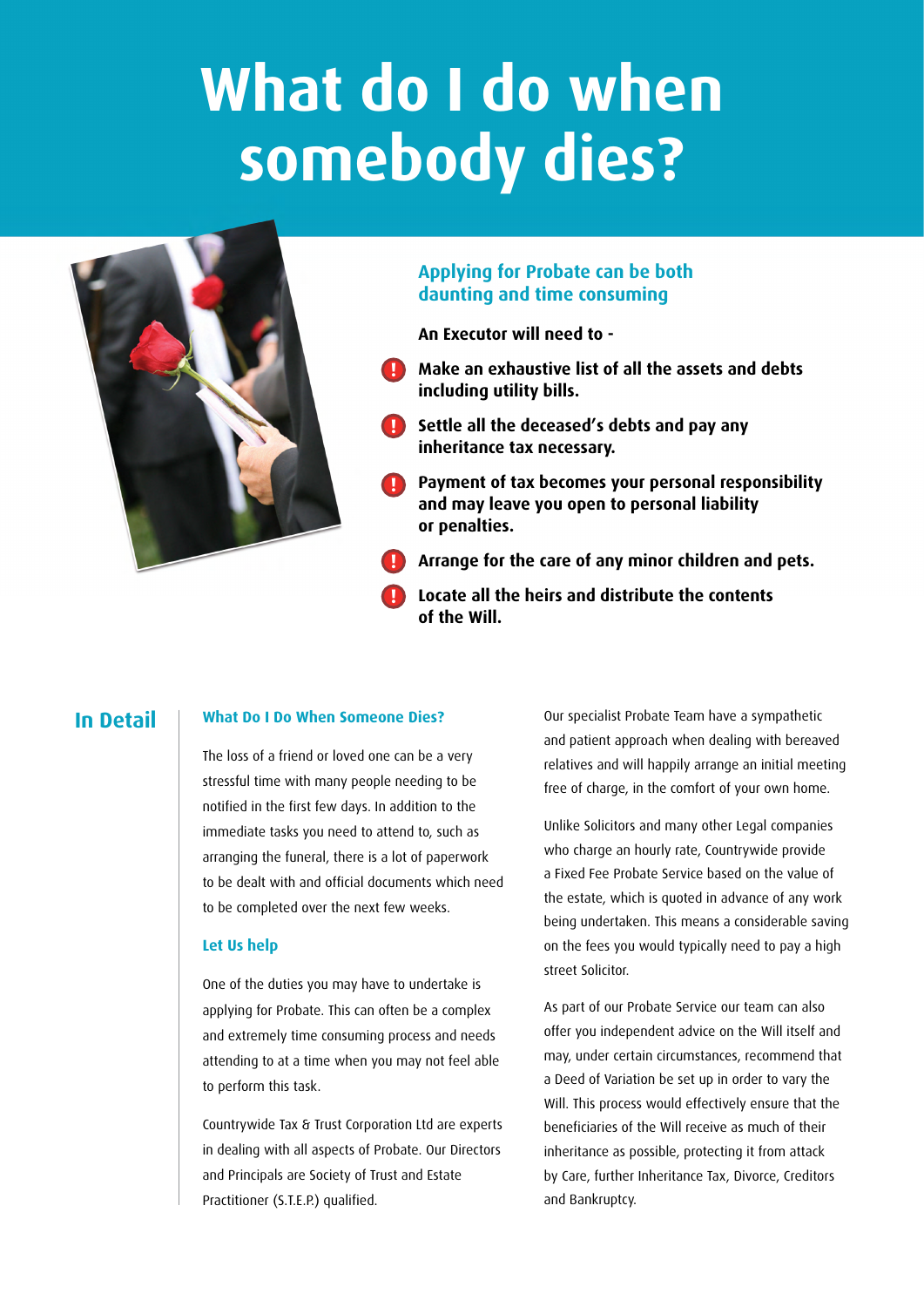# What do I do when somebody dies?

## Applying for Probate can be both daunting and time consuming

**An Executor will need to -**

- **Make an exhaustive list of all the assets and debts including utility bills.**
- **Settle all the deceased's debts and pay any inheritance tax necessary.**
- **Payment of tax becomes your personal responsibility and may leave you open to personal liability or penalties.**
- **Arrange for the care of any minor children and pets.**
- **Locate all the heirs and distribute the contents of the Will.**

## In Detail

### What Do I Do When Someone Dies?

The loss of a friend or loved one can be a very stressful time with many people needing to be notified in the first few days. In addition to the immediate tasks you need to attend to, such as arranging the funeral, there is a lot of paperwork to be dealt with and official documents which need to be completed over the next few weeks.

### Let Us help

One of the duties you may have to undertake is applying for Probate. This can often be a complex and extremely time consuming process and needs attending to at a time when you may not feel able to perform this task.

Countrywide Tax & Trust Corporation Ltd are experts in dealing with all aspects of Probate. Our Directors and Principals are Society of Trust and Estate Practitioner (S.T.E.P.) qualified.

Our specialist Probate Team have a sympathetic and patient approach when dealing with bereaved relatives and will happily arrange an initial meeting free of charge, in the comfort of your own home.

Unlike Solicitors and many other Legal companies who charge an hourly rate, Countrywide provide a Fixed Fee Probate Service based on the value of the estate, which is quoted in advance of any work being undertaken. This means a considerable saving on the fees you would typically need to pay a high street Solicitor.

As part of our Probate Service our team can also offer you independent advice on the Will itself and may, under certain circumstances, recommend that a Deed of Variation be set up in order to vary the Will. This process would effectively ensure that the beneficiaries of the Will receive as much of their inheritance as possible, protecting it from attack by Care, further Inheritance Tax, Divorce, Creditors and Bankruptcy.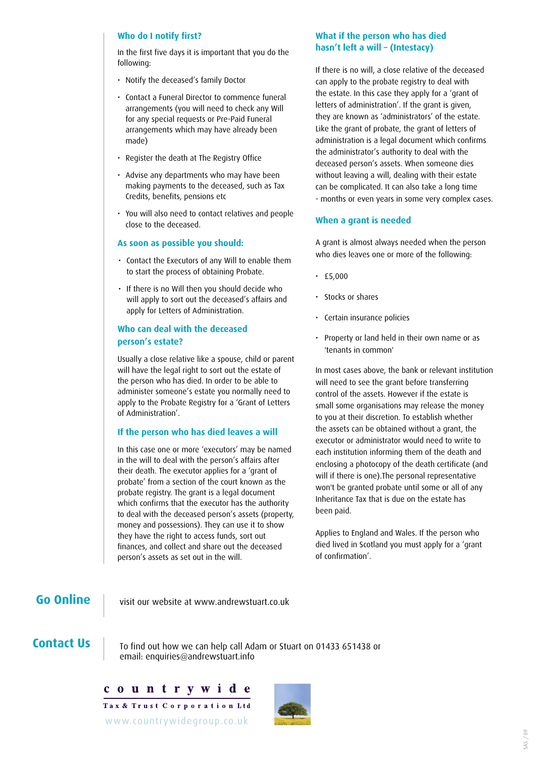## Who do I notify first?

In the first five days it is important that you do the following:

- Notify the deceased's family Doctor
- Contact a Funeral Director to commence funeral arrangements (you will need to check any Will for any special requests or Pre-Paid Funeral arrangements which may have already been made)
- Register the death at The Registry Office
- Advise any departments who may have been making payments to the deceased, such as Tax Credits, benefits, pensions etc
- You will also need to contact relatives and people close to the deceased.

## As soon as possible you should:

- Contact the Executors of any Will to enable them to start the process of obtaining Probate.
- If there is no Will then you should decide who will apply to sort out the deceased's affairs and apply for Letters of Administration.

## Who can deal with the deceased person's estate?

Usually a close relative like a spouse, child or parent will have the legal right to sort out the estate of the person who has died. In order to be able to administer someone's estate you normally need to apply to the Probate Registry for a 'Grant of Letters of Administration'.

## If the person who has died leaves a will

In this case one or more 'executors' may be named in the will to deal with the person's affairs after their death. The executor applies for a 'grant of probate' from a section of the court known as the probate registry. The grant is a legal document which confirms that the executor has the authority to deal with the deceased person's assets (property, money and possessions). They can use it to show they have the right to access funds, sort out finances, and collect and share out the deceased person's assets as set out in the will.

## What if the person who has died hasn't left a will – (Intestacy)

If there is no will, a close relative of the deceased can apply to the probate registry to deal with the estate. In this case they apply for a 'grant of letters of administration'. If the grant is given, they are known as 'administrators' of the estate. Like the grant of probate, the grant of letters of administration is a legal document which confirms the administrator's authority to deal with the deceased person's assets. When someone dies without leaving a will, dealing with their estate can be complicated. It can also take a long time - months or even years in some very complex cases.

## When a grant is needed

A grant is almost always needed when the person who dies leaves one or more of the following:

- £5,000
- Stocks or shares
- Certain insurance policies
- Property or land held in their own name or as 'tenants in common'

In most cases above, the bank or relevant institution will need to see the grant before transferring control of the assets. However if the estate is small some organisations may release the money to you at their discretion. To establish whether the assets can be obtained without a grant, the executor or administrator would need to write to each institution informing them of the death and enclosing a photocopy of the death certificate (and will if there is one).The personal representative won't be granted probate until some or all of any Inheritance Tax that is due on the estate has been paid.

Applies to England and Wales. If the person who died lived in Scotland you must apply for a 'grant of confirmation'.

## Go Online

visit our website at www.andrewstuart.co.uk

## Contact Us

To find out how we can help call Adam or Stuart on 01433 651438 or email: enquiries@andrewstuart.info

countrywide
Tax & Trust Corporation Ltd
www.countrywidegroup.co.uk

SAS / 09